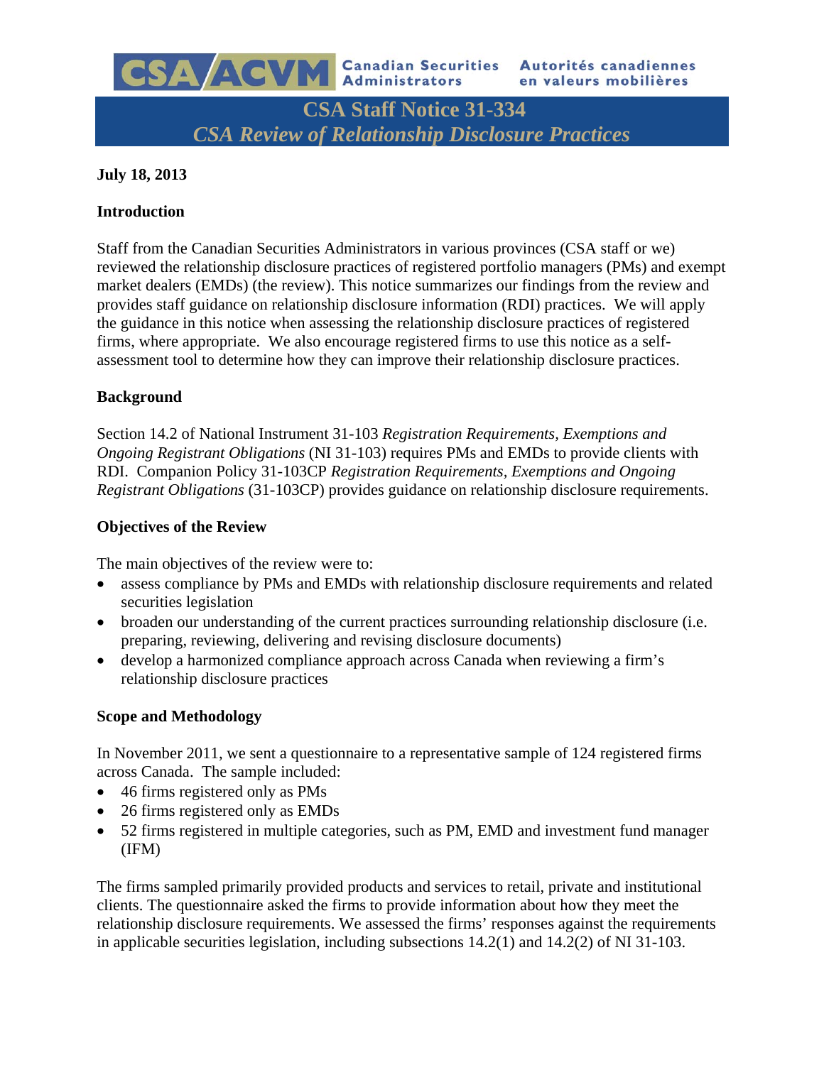CSA/ACVM Canadian Securities Administrators | Autorités canadiennes en valeurs mobilières

# CSA Staff Notice 31-334
## *CSA Review of Relationship Disclosure Practices*

**July 18, 2013**

**Introduction**

Staff from the Canadian Securities Administrators in various provinces (CSA staff or we) reviewed the relationship disclosure practices of registered portfolio managers (PMs) and exempt market dealers (EMDs) (the review). This notice summarizes our findings from the review and provides staff guidance on relationship disclosure information (RDI) practices. We will apply the guidance in this notice when assessing the relationship disclosure practices of registered firms, where appropriate. We also encourage registered firms to use this notice as a self-assessment tool to determine how they can improve their relationship disclosure practices.

**Background**

Section 14.2 of National Instrument 31-103 *Registration Requirements, Exemptions and Ongoing Registrant Obligations* (NI 31-103) requires PMs and EMDs to provide clients with RDI. Companion Policy 31-103CP *Registration Requirements, Exemptions and Ongoing Registrant Obligations* (31-103CP) provides guidance on relationship disclosure requirements.

**Objectives of the Review**

The main objectives of the review were to:

- assess compliance by PMs and EMDs with relationship disclosure requirements and related securities legislation
- broaden our understanding of the current practices surrounding relationship disclosure (i.e. preparing, reviewing, delivering and revising disclosure documents)
- develop a harmonized compliance approach across Canada when reviewing a firm's relationship disclosure practices

**Scope and Methodology**

In November 2011, we sent a questionnaire to a representative sample of 124 registered firms across Canada. The sample included:

- 46 firms registered only as PMs
- 26 firms registered only as EMDs
- 52 firms registered in multiple categories, such as PM, EMD and investment fund manager (IFM)

The firms sampled primarily provided products and services to retail, private and institutional clients. The questionnaire asked the firms to provide information about how they meet the relationship disclosure requirements. We assessed the firms' responses against the requirements in applicable securities legislation, including subsections 14.2(1) and 14.2(2) of NI 31-103.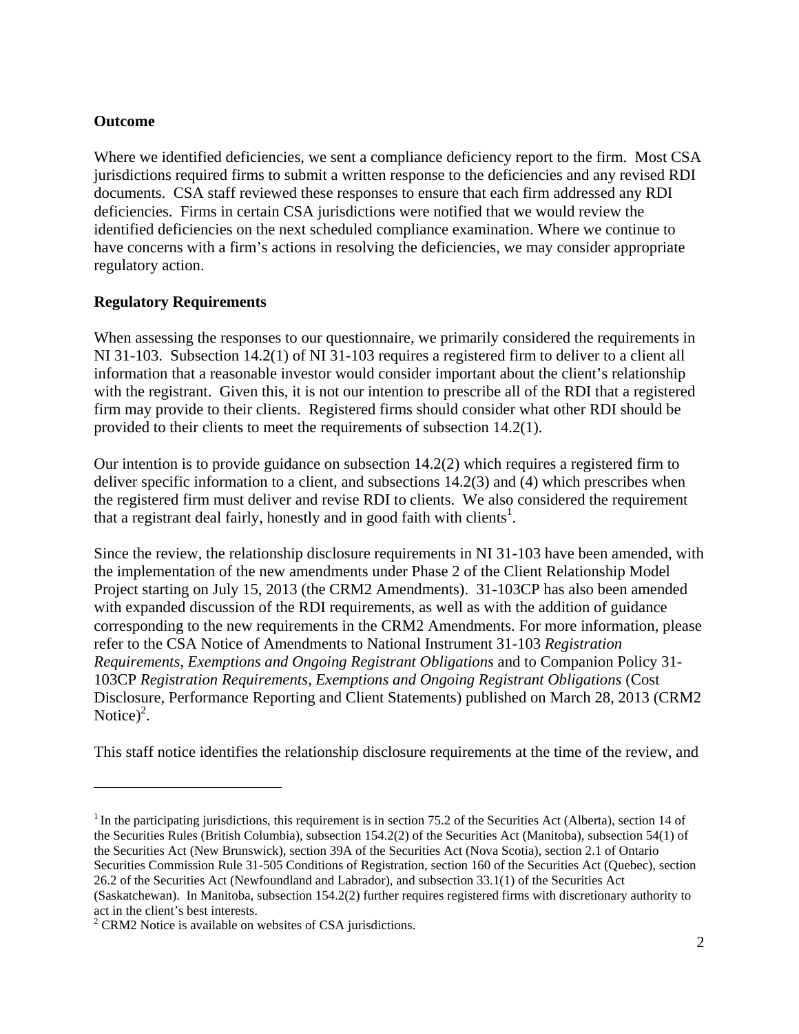**Outcome**

Where we identified deficiencies, we sent a compliance deficiency report to the firm. Most CSA jurisdictions required firms to submit a written response to the deficiencies and any revised RDI documents. CSA staff reviewed these responses to ensure that each firm addressed any RDI deficiencies. Firms in certain CSA jurisdictions were notified that we would review the identified deficiencies on the next scheduled compliance examination. Where we continue to have concerns with a firm's actions in resolving the deficiencies, we may consider appropriate regulatory action.

**Regulatory Requirements**

When assessing the responses to our questionnaire, we primarily considered the requirements in NI 31-103. Subsection 14.2(1) of NI 31-103 requires a registered firm to deliver to a client all information that a reasonable investor would consider important about the client's relationship with the registrant. Given this, it is not our intention to prescribe all of the RDI that a registered firm may provide to their clients. Registered firms should consider what other RDI should be provided to their clients to meet the requirements of subsection 14.2(1).

Our intention is to provide guidance on subsection 14.2(2) which requires a registered firm to deliver specific information to a client, and subsections 14.2(3) and (4) which prescribes when the registered firm must deliver and revise RDI to clients. We also considered the requirement that a registrant deal fairly, honestly and in good faith with clients[1].

Since the review, the relationship disclosure requirements in NI 31-103 have been amended, with the implementation of the new amendments under Phase 2 of the Client Relationship Model Project starting on July 15, 2013 (the CRM2 Amendments). 31-103CP has also been amended with expanded discussion of the RDI requirements, as well as with the addition of guidance corresponding to the new requirements in the CRM2 Amendments. For more information, please refer to the CSA Notice of Amendments to National Instrument 31-103 *Registration Requirements, Exemptions and Ongoing Registrant Obligations* and to Companion Policy 31-103CP *Registration Requirements, Exemptions and Ongoing Registrant Obligations* (Cost Disclosure, Performance Reporting and Client Statements) published on March 28, 2013 (CRM2 Notice)[2].

This staff notice identifies the relationship disclosure requirements at the time of the review, and

---

[1] In the participating jurisdictions, this requirement is in section 75.2 of the Securities Act (Alberta), section 14 of the Securities Rules (British Columbia), subsection 154.2(2) of the Securities Act (Manitoba), subsection 54(1) of the Securities Act (New Brunswick), section 39A of the Securities Act (Nova Scotia), section 2.1 of Ontario Securities Commission Rule 31-505 Conditions of Registration, section 160 of the Securities Act (Quebec), section 26.2 of the Securities Act (Newfoundland and Labrador), and subsection 33.1(1) of the Securities Act (Saskatchewan). In Manitoba, subsection 154.2(2) further requires registered firms with discretionary authority to act in the client's best interests.

[2] CRM2 Notice is available on websites of CSA jurisdictions.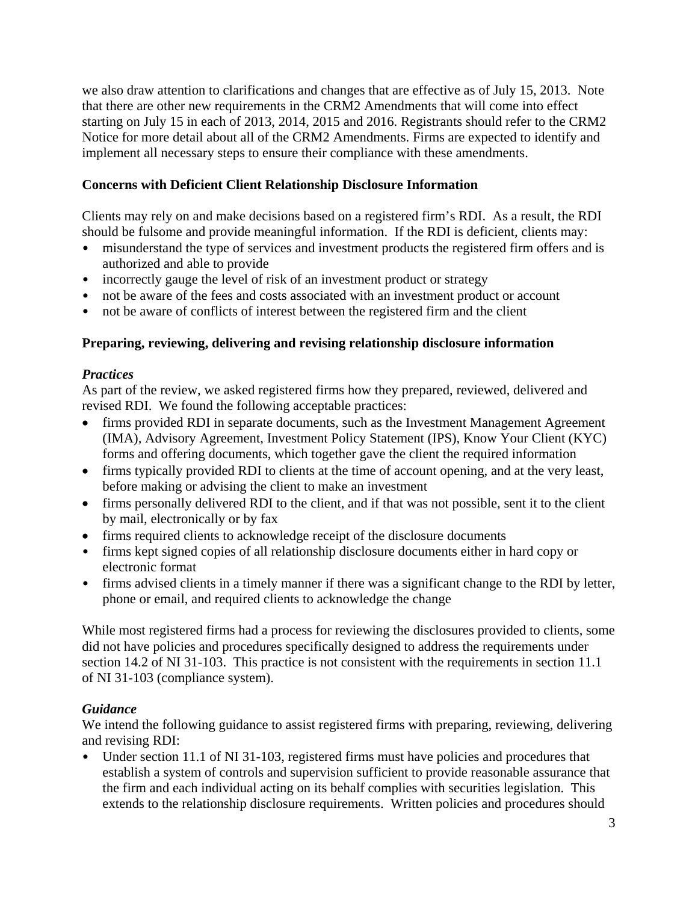we also draw attention to clarifications and changes that are effective as of July 15, 2013. Note that there are other new requirements in the CRM2 Amendments that will come into effect starting on July 15 in each of 2013, 2014, 2015 and 2016. Registrants should refer to the CRM2 Notice for more detail about all of the CRM2 Amendments. Firms are expected to identify and implement all necessary steps to ensure their compliance with these amendments.

**Concerns with Deficient Client Relationship Disclosure Information**

Clients may rely on and make decisions based on a registered firm's RDI. As a result, the RDI should be fulsome and provide meaningful information. If the RDI is deficient, clients may:

- misunderstand the type of services and investment products the registered firm offers and is authorized and able to provide
- incorrectly gauge the level of risk of an investment product or strategy
- not be aware of the fees and costs associated with an investment product or account
- not be aware of conflicts of interest between the registered firm and the client

**Preparing, reviewing, delivering and revising relationship disclosure information**

***Practices***

As part of the review, we asked registered firms how they prepared, reviewed, delivered and revised RDI. We found the following acceptable practices:

- firms provided RDI in separate documents, such as the Investment Management Agreement (IMA), Advisory Agreement, Investment Policy Statement (IPS), Know Your Client (KYC) forms and offering documents, which together gave the client the required information
- firms typically provided RDI to clients at the time of account opening, and at the very least, before making or advising the client to make an investment
- firms personally delivered RDI to the client, and if that was not possible, sent it to the client by mail, electronically or by fax
- firms required clients to acknowledge receipt of the disclosure documents
- firms kept signed copies of all relationship disclosure documents either in hard copy or electronic format
- firms advised clients in a timely manner if there was a significant change to the RDI by letter, phone or email, and required clients to acknowledge the change

While most registered firms had a process for reviewing the disclosures provided to clients, some did not have policies and procedures specifically designed to address the requirements under section 14.2 of NI 31-103. This practice is not consistent with the requirements in section 11.1 of NI 31-103 (compliance system).

***Guidance***

We intend the following guidance to assist registered firms with preparing, reviewing, delivering and revising RDI:

- Under section 11.1 of NI 31-103, registered firms must have policies and procedures that establish a system of controls and supervision sufficient to provide reasonable assurance that the firm and each individual acting on its behalf complies with securities legislation. This extends to the relationship disclosure requirements. Written policies and procedures should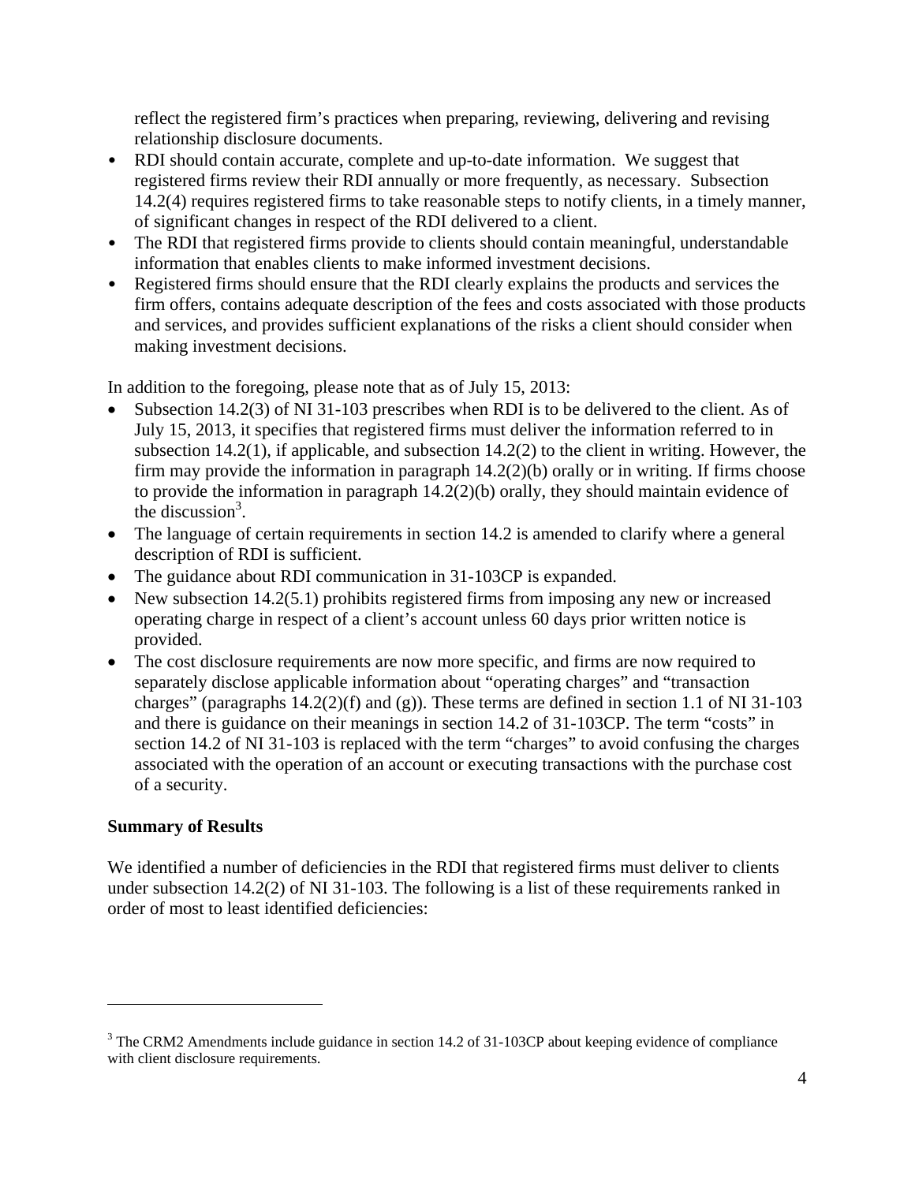reflect the registered firm's practices when preparing, reviewing, delivering and revising relationship disclosure documents.

- RDI should contain accurate, complete and up-to-date information. We suggest that registered firms review their RDI annually or more frequently, as necessary. Subsection 14.2(4) requires registered firms to take reasonable steps to notify clients, in a timely manner, of significant changes in respect of the RDI delivered to a client.
- The RDI that registered firms provide to clients should contain meaningful, understandable information that enables clients to make informed investment decisions.
- Registered firms should ensure that the RDI clearly explains the products and services the firm offers, contains adequate description of the fees and costs associated with those products and services, and provides sufficient explanations of the risks a client should consider when making investment decisions.

In addition to the foregoing, please note that as of July 15, 2013:

- Subsection 14.2(3) of NI 31-103 prescribes when RDI is to be delivered to the client. As of July 15, 2013, it specifies that registered firms must deliver the information referred to in subsection 14.2(1), if applicable, and subsection 14.2(2) to the client in writing. However, the firm may provide the information in paragraph 14.2(2)(b) orally or in writing. If firms choose to provide the information in paragraph 14.2(2)(b) orally, they should maintain evidence of the discussion[3].
- The language of certain requirements in section 14.2 is amended to clarify where a general description of RDI is sufficient.
- The guidance about RDI communication in 31-103CP is expanded.
- New subsection 14.2(5.1) prohibits registered firms from imposing any new or increased operating charge in respect of a client's account unless 60 days prior written notice is provided.
- The cost disclosure requirements are now more specific, and firms are now required to separately disclose applicable information about "operating charges" and "transaction charges" (paragraphs 14.2(2)(f) and (g)). These terms are defined in section 1.1 of NI 31-103 and there is guidance on their meanings in section 14.2 of 31-103CP. The term "costs" in section 14.2 of NI 31-103 is replaced with the term "charges" to avoid confusing the charges associated with the operation of an account or executing transactions with the purchase cost of a security.

**Summary of Results**

We identified a number of deficiencies in the RDI that registered firms must deliver to clients under subsection 14.2(2) of NI 31-103. The following is a list of these requirements ranked in order of most to least identified deficiencies:

---

[3] The CRM2 Amendments include guidance in section 14.2 of 31-103CP about keeping evidence of compliance with client disclosure requirements.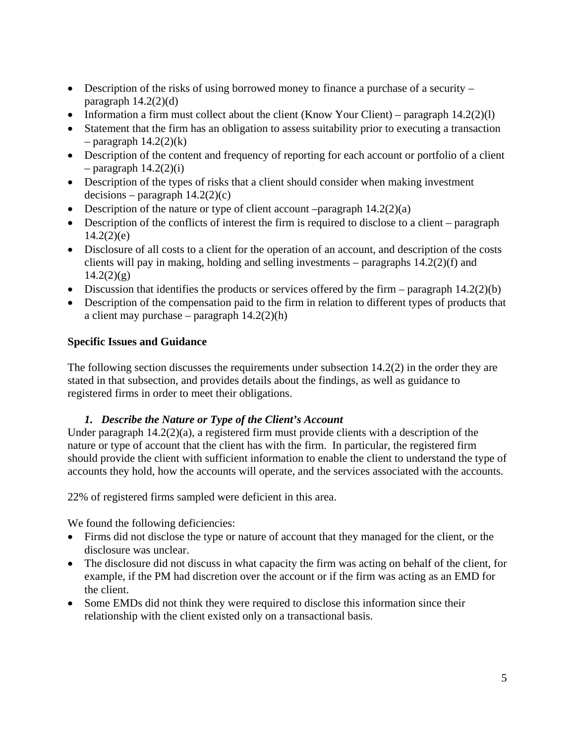- Description of the risks of using borrowed money to finance a purchase of a security – paragraph 14.2(2)(d)
- Information a firm must collect about the client (Know Your Client) – paragraph 14.2(2)(l)
- Statement that the firm has an obligation to assess suitability prior to executing a transaction – paragraph 14.2(2)(k)
- Description of the content and frequency of reporting for each account or portfolio of a client – paragraph 14.2(2)(i)
- Description of the types of risks that a client should consider when making investment decisions – paragraph 14.2(2)(c)
- Description of the nature or type of client account –paragraph 14.2(2)(a)
- Description of the conflicts of interest the firm is required to disclose to a client – paragraph 14.2(2)(e)
- Disclosure of all costs to a client for the operation of an account, and description of the costs clients will pay in making, holding and selling investments – paragraphs 14.2(2)(f) and 14.2(2)(g)
- Discussion that identifies the products or services offered by the firm – paragraph 14.2(2)(b)
- Description of the compensation paid to the firm in relation to different types of products that a client may purchase – paragraph 14.2(2)(h)

**Specific Issues and Guidance**

The following section discusses the requirements under subsection 14.2(2) in the order they are stated in that subsection, and provides details about the findings, as well as guidance to registered firms in order to meet their obligations.

### *1. Describe the Nature or Type of the Client's Account*

Under paragraph 14.2(2)(a), a registered firm must provide clients with a description of the nature or type of account that the client has with the firm. In particular, the registered firm should provide the client with sufficient information to enable the client to understand the type of accounts they hold, how the accounts will operate, and the services associated with the accounts.

22% of registered firms sampled were deficient in this area.

We found the following deficiencies:

- Firms did not disclose the type or nature of account that they managed for the client, or the disclosure was unclear.
- The disclosure did not discuss in what capacity the firm was acting on behalf of the client, for example, if the PM had discretion over the account or if the firm was acting as an EMD for the client.
- Some EMDs did not think they were required to disclose this information since their relationship with the client existed only on a transactional basis.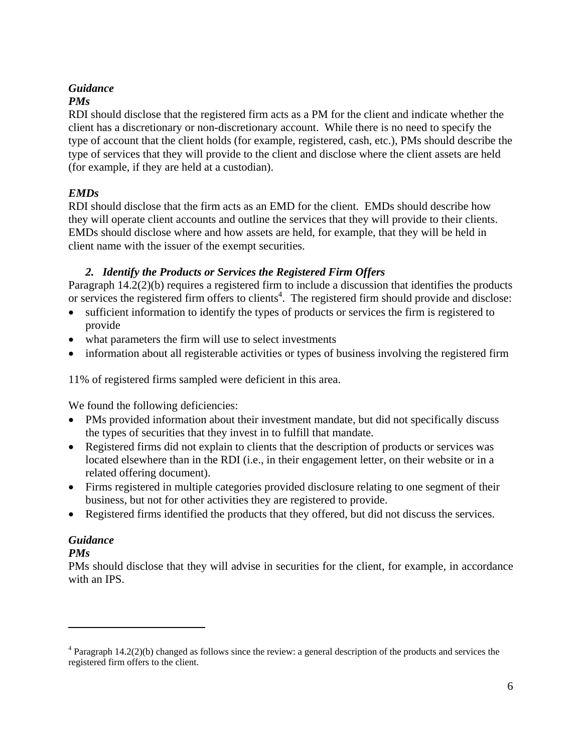***Guidance***

***PMs***

RDI should disclose that the registered firm acts as a PM for the client and indicate whether the client has a discretionary or non-discretionary account. While there is no need to specify the type of account that the client holds (for example, registered, cash, etc.), PMs should describe the type of services that they will provide to the client and disclose where the client assets are held (for example, if they are held at a custodian).

***EMDs***

RDI should disclose that the firm acts as an EMD for the client. EMDs should describe how they will operate client accounts and outline the services that they will provide to their clients. EMDs should disclose where and how assets are held, for example, that they will be held in client name with the issuer of the exempt securities.

### *2. Identify the Products or Services the Registered Firm Offers*

Paragraph 14.2(2)(b) requires a registered firm to include a discussion that identifies the products or services the registered firm offers to clients[4]. The registered firm should provide and disclose:

- sufficient information to identify the types of products or services the firm is registered to provide
- what parameters the firm will use to select investments
- information about all registerable activities or types of business involving the registered firm

11% of registered firms sampled were deficient in this area.

We found the following deficiencies:

- PMs provided information about their investment mandate, but did not specifically discuss the types of securities that they invest in to fulfill that mandate.
- Registered firms did not explain to clients that the description of products or services was located elsewhere than in the RDI (i.e., in their engagement letter, on their website or in a related offering document).
- Firms registered in multiple categories provided disclosure relating to one segment of their business, but not for other activities they are registered to provide.
- Registered firms identified the products that they offered, but did not discuss the services.

***Guidance***

***PMs***

PMs should disclose that they will advise in securities for the client, for example, in accordance with an IPS.

---

[4] Paragraph 14.2(2)(b) changed as follows since the review: a general description of the products and services the registered firm offers to the client.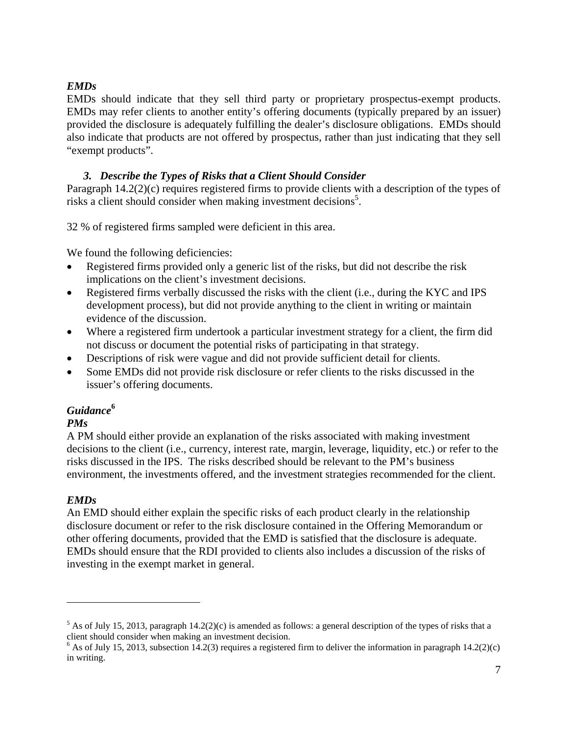***EMDs***

EMDs should indicate that they sell third party or proprietary prospectus-exempt products. EMDs may refer clients to another entity's offering documents (typically prepared by an issuer) provided the disclosure is adequately fulfilling the dealer's disclosure obligations. EMDs should also indicate that products are not offered by prospectus, rather than just indicating that they sell "exempt products".

### *3. Describe the Types of Risks that a Client Should Consider*

Paragraph 14.2(2)(c) requires registered firms to provide clients with a description of the types of risks a client should consider when making investment decisions[5].

32 % of registered firms sampled were deficient in this area.

We found the following deficiencies:

- Registered firms provided only a generic list of the risks, but did not describe the risk implications on the client's investment decisions.
- Registered firms verbally discussed the risks with the client (i.e., during the KYC and IPS development process), but did not provide anything to the client in writing or maintain evidence of the discussion.
- Where a registered firm undertook a particular investment strategy for a client, the firm did not discuss or document the potential risks of participating in that strategy.
- Descriptions of risk were vague and did not provide sufficient detail for clients.
- Some EMDs did not provide risk disclosure or refer clients to the risks discussed in the issuer's offering documents.

***Guidance[6]***

***PMs***

A PM should either provide an explanation of the risks associated with making investment decisions to the client (i.e., currency, interest rate, margin, leverage, liquidity, etc.) or refer to the risks discussed in the IPS. The risks described should be relevant to the PM's business environment, the investments offered, and the investment strategies recommended for the client.

***EMDs***

An EMD should either explain the specific risks of each product clearly in the relationship disclosure document or refer to the risk disclosure contained in the Offering Memorandum or other offering documents, provided that the EMD is satisfied that the disclosure is adequate. EMDs should ensure that the RDI provided to clients also includes a discussion of the risks of investing in the exempt market in general.

---

[5] As of July 15, 2013, paragraph 14.2(2)(c) is amended as follows: a general description of the types of risks that a client should consider when making an investment decision.

[6] As of July 15, 2013, subsection 14.2(3) requires a registered firm to deliver the information in paragraph 14.2(2)(c) in writing.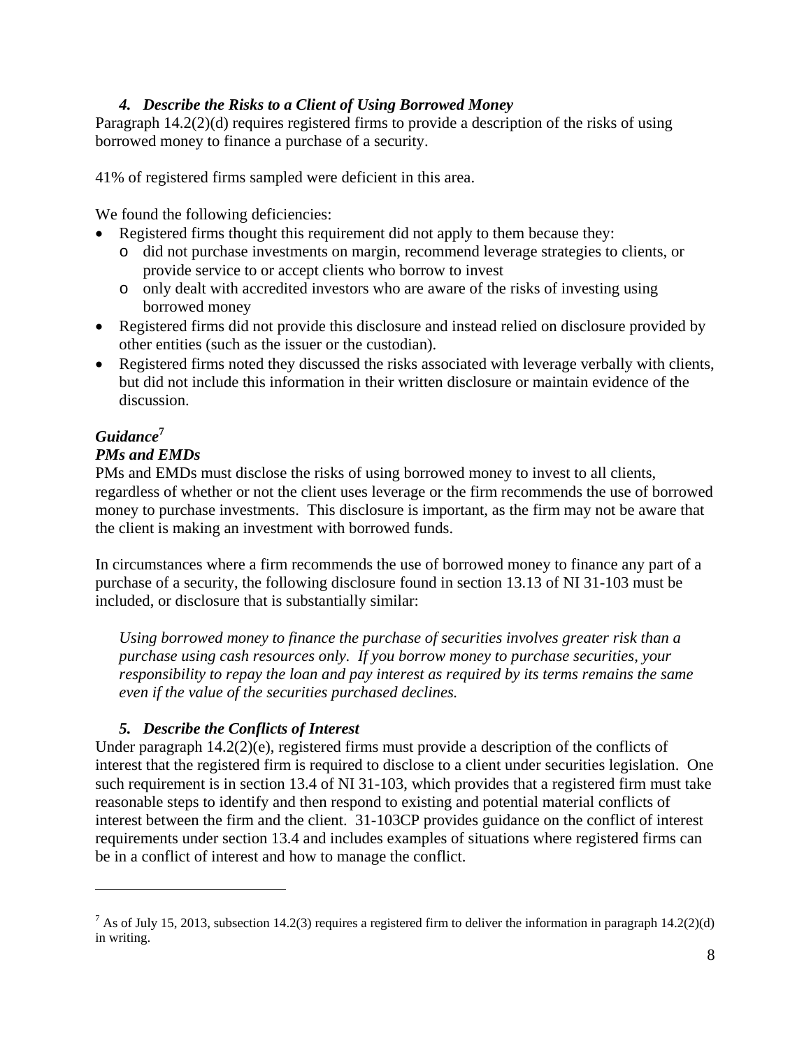### *4. Describe the Risks to a Client of Using Borrowed Money*

Paragraph 14.2(2)(d) requires registered firms to provide a description of the risks of using borrowed money to finance a purchase of a security.

41% of registered firms sampled were deficient in this area.

We found the following deficiencies:

- Registered firms thought this requirement did not apply to them because they:
  - did not purchase investments on margin, recommend leverage strategies to clients, or provide service to or accept clients who borrow to invest
  - only dealt with accredited investors who are aware of the risks of investing using borrowed money
- Registered firms did not provide this disclosure and instead relied on disclosure provided by other entities (such as the issuer or the custodian).
- Registered firms noted they discussed the risks associated with leverage verbally with clients, but did not include this information in their written disclosure or maintain evidence of the discussion.

***Guidance***[7]

***PMs and EMDs***

PMs and EMDs must disclose the risks of using borrowed money to invest to all clients, regardless of whether or not the client uses leverage or the firm recommends the use of borrowed money to purchase investments. This disclosure is important, as the firm may not be aware that the client is making an investment with borrowed funds.

In circumstances where a firm recommends the use of borrowed money to finance any part of a purchase of a security, the following disclosure found in section 13.13 of NI 31-103 must be included, or disclosure that is substantially similar:

> *Using borrowed money to finance the purchase of securities involves greater risk than a purchase using cash resources only. If you borrow money to purchase securities, your responsibility to repay the loan and pay interest as required by its terms remains the same even if the value of the securities purchased declines.*

### *5. Describe the Conflicts of Interest*

Under paragraph 14.2(2)(e), registered firms must provide a description of the conflicts of interest that the registered firm is required to disclose to a client under securities legislation. One such requirement is in section 13.4 of NI 31-103, which provides that a registered firm must take reasonable steps to identify and then respond to existing and potential material conflicts of interest between the firm and the client. 31-103CP provides guidance on the conflict of interest requirements under section 13.4 and includes examples of situations where registered firms can be in a conflict of interest and how to manage the conflict.

---

[7] As of July 15, 2013, subsection 14.2(3) requires a registered firm to deliver the information in paragraph 14.2(2)(d) in writing.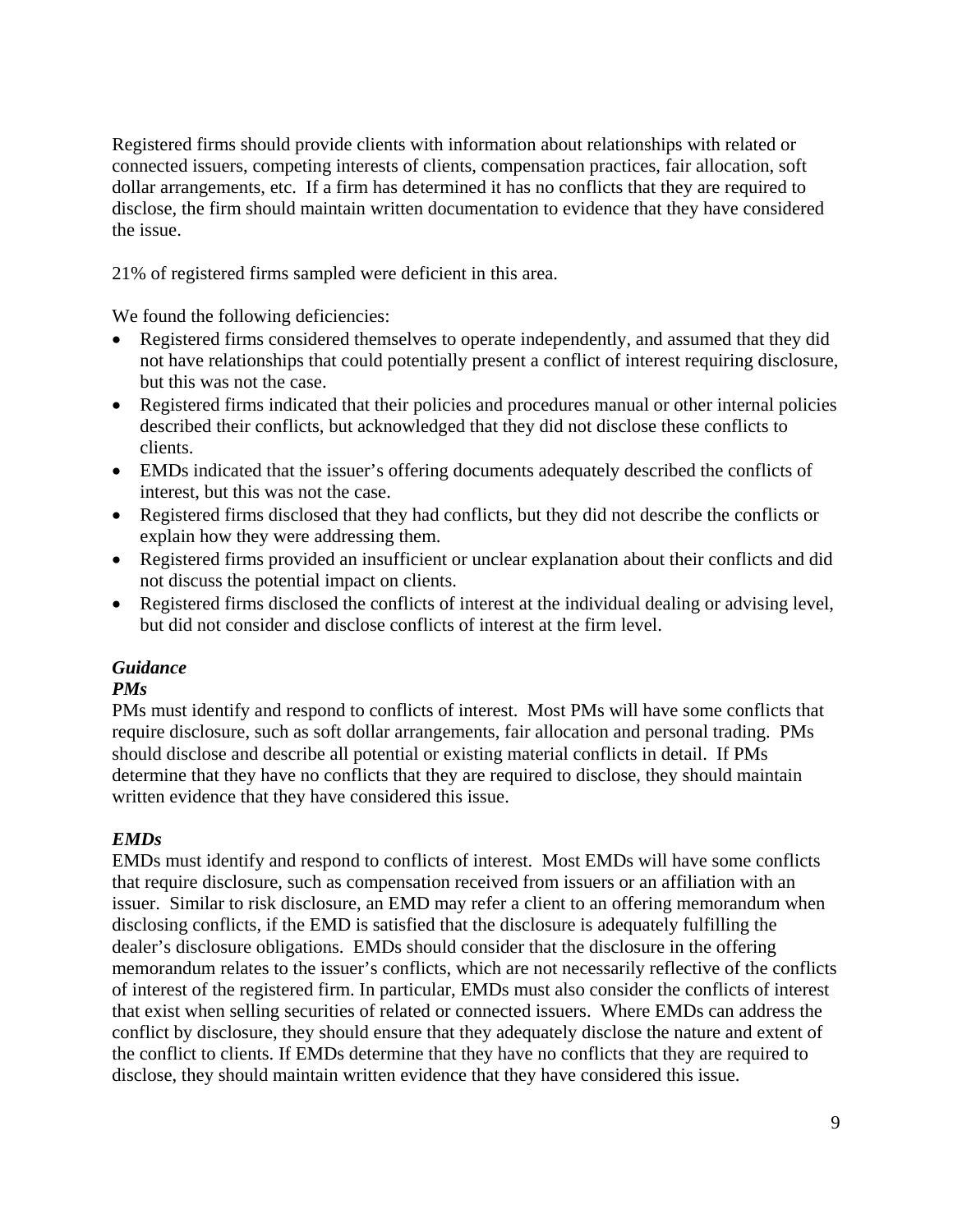Registered firms should provide clients with information about relationships with related or connected issuers, competing interests of clients, compensation practices, fair allocation, soft dollar arrangements, etc. If a firm has determined it has no conflicts that they are required to disclose, the firm should maintain written documentation to evidence that they have considered the issue.

21% of registered firms sampled were deficient in this area.

We found the following deficiencies:

- Registered firms considered themselves to operate independently, and assumed that they did not have relationships that could potentially present a conflict of interest requiring disclosure, but this was not the case.
- Registered firms indicated that their policies and procedures manual or other internal policies described their conflicts, but acknowledged that they did not disclose these conflicts to clients.
- EMDs indicated that the issuer's offering documents adequately described the conflicts of interest, but this was not the case.
- Registered firms disclosed that they had conflicts, but they did not describe the conflicts or explain how they were addressing them.
- Registered firms provided an insufficient or unclear explanation about their conflicts and did not discuss the potential impact on clients.
- Registered firms disclosed the conflicts of interest at the individual dealing or advising level, but did not consider and disclose conflicts of interest at the firm level.

***Guidance***

***PMs***

PMs must identify and respond to conflicts of interest. Most PMs will have some conflicts that require disclosure, such as soft dollar arrangements, fair allocation and personal trading. PMs should disclose and describe all potential or existing material conflicts in detail. If PMs determine that they have no conflicts that they are required to disclose, they should maintain written evidence that they have considered this issue.

***EMDs***

EMDs must identify and respond to conflicts of interest. Most EMDs will have some conflicts that require disclosure, such as compensation received from issuers or an affiliation with an issuer. Similar to risk disclosure, an EMD may refer a client to an offering memorandum when disclosing conflicts, if the EMD is satisfied that the disclosure is adequately fulfilling the dealer's disclosure obligations. EMDs should consider that the disclosure in the offering memorandum relates to the issuer's conflicts, which are not necessarily reflective of the conflicts of interest of the registered firm. In particular, EMDs must also consider the conflicts of interest that exist when selling securities of related or connected issuers. Where EMDs can address the conflict by disclosure, they should ensure that they adequately disclose the nature and extent of the conflict to clients. If EMDs determine that they have no conflicts that they are required to disclose, they should maintain written evidence that they have considered this issue.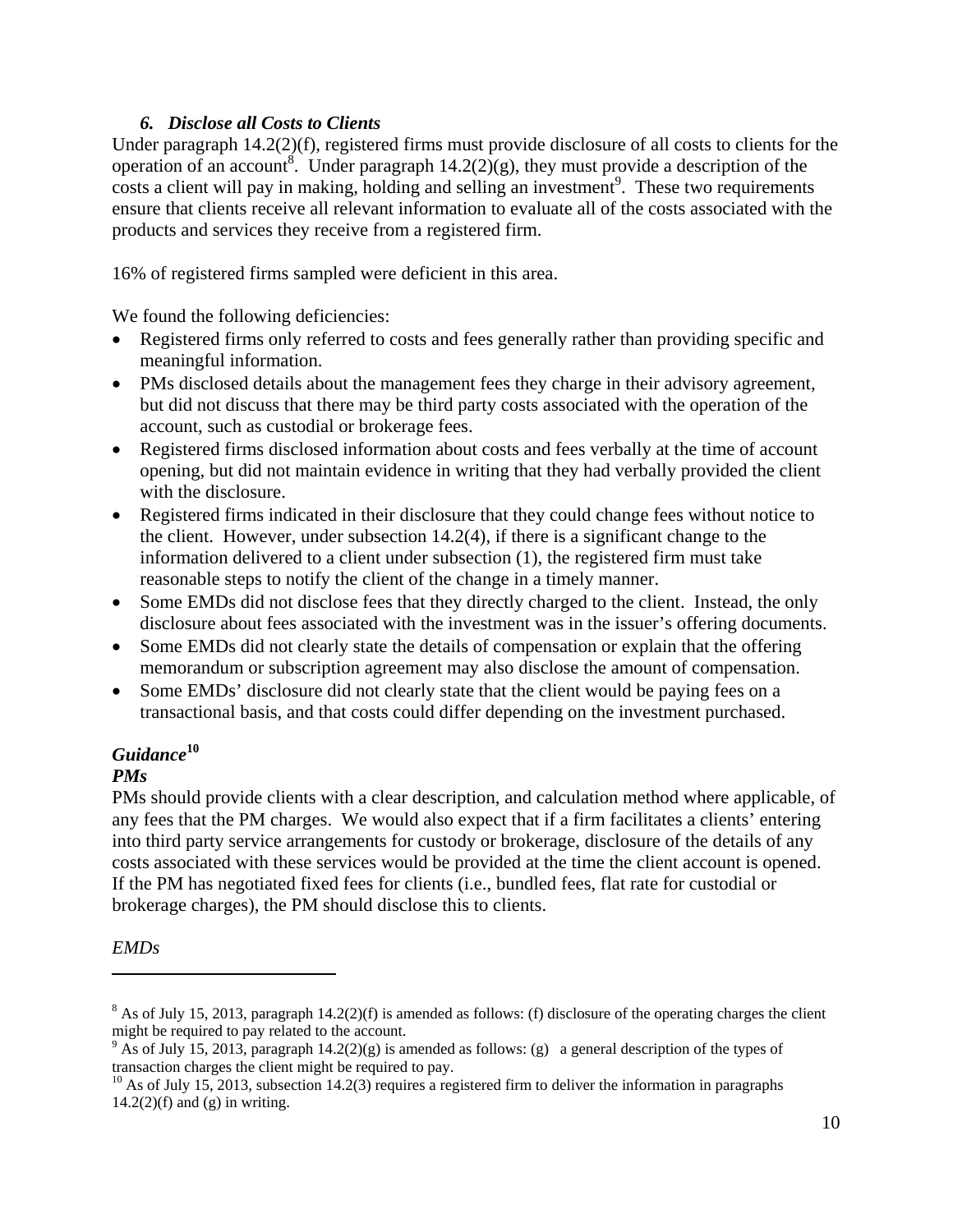### *6. Disclose all Costs to Clients*

Under paragraph 14.2(2)(f), registered firms must provide disclosure of all costs to clients for the operation of an account[8]. Under paragraph 14.2(2)(g), they must provide a description of the costs a client will pay in making, holding and selling an investment[9]. These two requirements ensure that clients receive all relevant information to evaluate all of the costs associated with the products and services they receive from a registered firm.

16% of registered firms sampled were deficient in this area.

We found the following deficiencies:

- Registered firms only referred to costs and fees generally rather than providing specific and meaningful information.
- PMs disclosed details about the management fees they charge in their advisory agreement, but did not discuss that there may be third party costs associated with the operation of the account, such as custodial or brokerage fees.
- Registered firms disclosed information about costs and fees verbally at the time of account opening, but did not maintain evidence in writing that they had verbally provided the client with the disclosure.
- Registered firms indicated in their disclosure that they could change fees without notice to the client. However, under subsection 14.2(4), if there is a significant change to the information delivered to a client under subsection (1), the registered firm must take reasonable steps to notify the client of the change in a timely manner.
- Some EMDs did not disclose fees that they directly charged to the client. Instead, the only disclosure about fees associated with the investment was in the issuer's offering documents.
- Some EMDs did not clearly state the details of compensation or explain that the offering memorandum or subscription agreement may also disclose the amount of compensation.
- Some EMDs' disclosure did not clearly state that the client would be paying fees on a transactional basis, and that costs could differ depending on the investment purchased.

***Guidance*[10]**

***PMs***

PMs should provide clients with a clear description, and calculation method where applicable, of any fees that the PM charges. We would also expect that if a firm facilitates a clients' entering into third party service arrangements for custody or brokerage, disclosure of the details of any costs associated with these services would be provided at the time the client account is opened. If the PM has negotiated fixed fees for clients (i.e., bundled fees, flat rate for custodial or brokerage charges), the PM should disclose this to clients.

*EMDs*

---

[8] As of July 15, 2013, paragraph 14.2(2)(f) is amended as follows: (f) disclosure of the operating charges the client might be required to pay related to the account.

[9] As of July 15, 2013, paragraph 14.2(2)(g) is amended as follows: (g) a general description of the types of transaction charges the client might be required to pay.

[10] As of July 15, 2013, subsection 14.2(3) requires a registered firm to deliver the information in paragraphs 14.2(2)(f) and (g) in writing.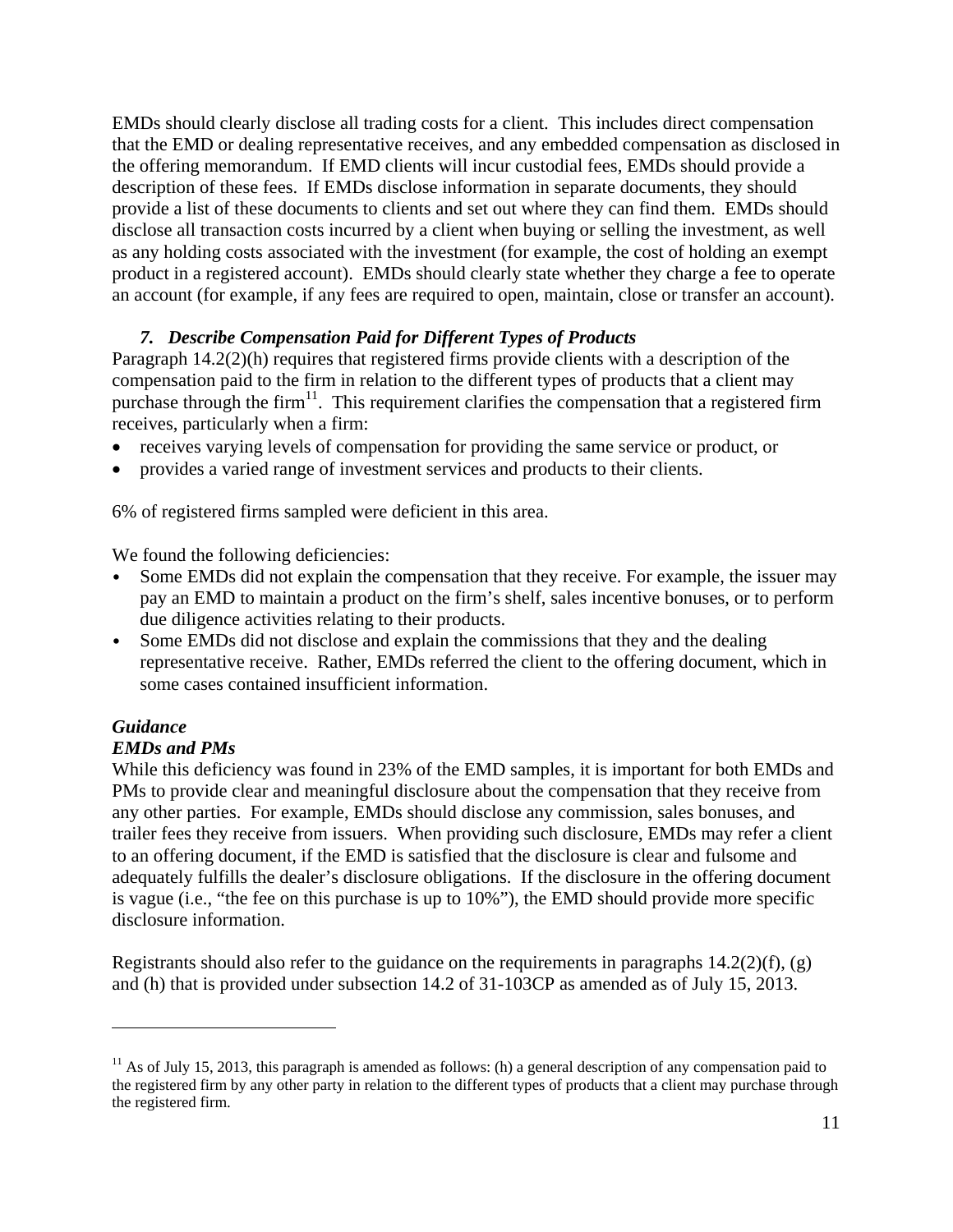EMDs should clearly disclose all trading costs for a client. This includes direct compensation that the EMD or dealing representative receives, and any embedded compensation as disclosed in the offering memorandum. If EMD clients will incur custodial fees, EMDs should provide a description of these fees. If EMDs disclose information in separate documents, they should provide a list of these documents to clients and set out where they can find them. EMDs should disclose all transaction costs incurred by a client when buying or selling the investment, as well as any holding costs associated with the investment (for example, the cost of holding an exempt product in a registered account). EMDs should clearly state whether they charge a fee to operate an account (for example, if any fees are required to open, maintain, close or transfer an account).

### *7. Describe Compensation Paid for Different Types of Products*

Paragraph 14.2(2)(h) requires that registered firms provide clients with a description of the compensation paid to the firm in relation to the different types of products that a client may purchase through the firm[11]. This requirement clarifies the compensation that a registered firm receives, particularly when a firm:

- receives varying levels of compensation for providing the same service or product, or
- provides a varied range of investment services and products to their clients.

6% of registered firms sampled were deficient in this area.

We found the following deficiencies:

- Some EMDs did not explain the compensation that they receive. For example, the issuer may pay an EMD to maintain a product on the firm's shelf, sales incentive bonuses, or to perform due diligence activities relating to their products.
- Some EMDs did not disclose and explain the commissions that they and the dealing representative receive. Rather, EMDs referred the client to the offering document, which in some cases contained insufficient information.

***Guidance***

***EMDs and PMs***

While this deficiency was found in 23% of the EMD samples, it is important for both EMDs and PMs to provide clear and meaningful disclosure about the compensation that they receive from any other parties. For example, EMDs should disclose any commission, sales bonuses, and trailer fees they receive from issuers. When providing such disclosure, EMDs may refer a client to an offering document, if the EMD is satisfied that the disclosure is clear and fulsome and adequately fulfills the dealer's disclosure obligations. If the disclosure in the offering document is vague (i.e., "the fee on this purchase is up to 10%"), the EMD should provide more specific disclosure information.

Registrants should also refer to the guidance on the requirements in paragraphs 14.2(2)(f), (g) and (h) that is provided under subsection 14.2 of 31-103CP as amended as of July 15, 2013.

---

[11] As of July 15, 2013, this paragraph is amended as follows: (h) a general description of any compensation paid to the registered firm by any other party in relation to the different types of products that a client may purchase through the registered firm.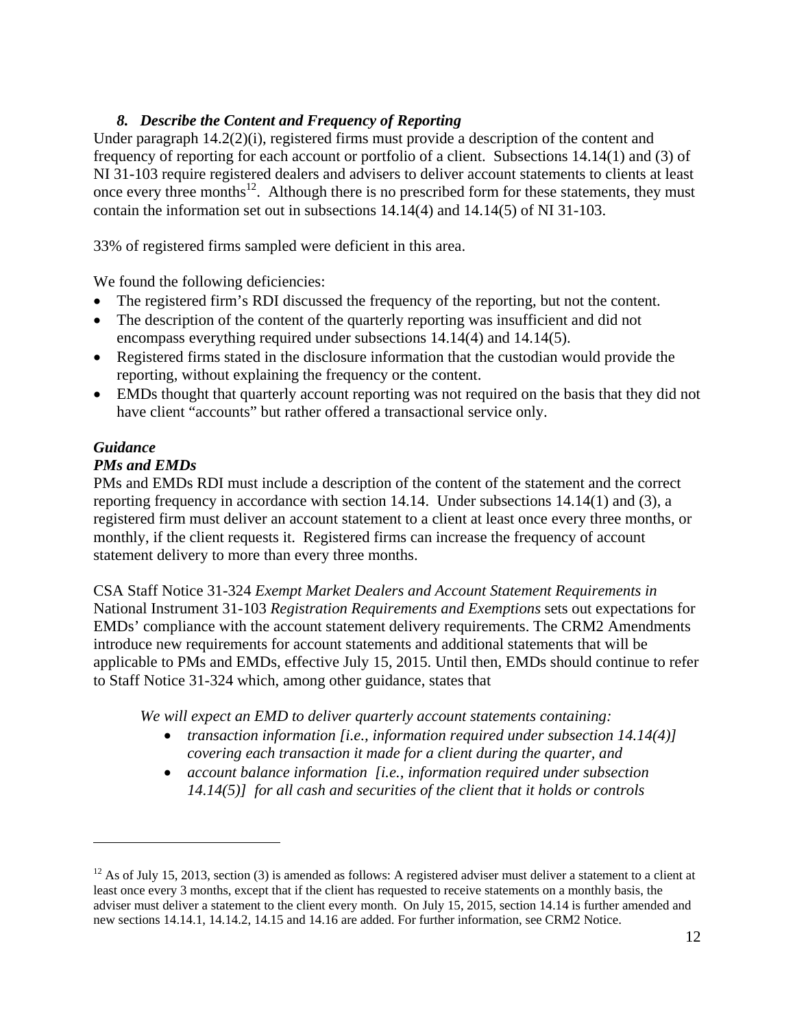### *8. Describe the Content and Frequency of Reporting*

Under paragraph 14.2(2)(i), registered firms must provide a description of the content and frequency of reporting for each account or portfolio of a client. Subsections 14.14(1) and (3) of NI 31-103 require registered dealers and advisers to deliver account statements to clients at least once every three months[12]. Although there is no prescribed form for these statements, they must contain the information set out in subsections 14.14(4) and 14.14(5) of NI 31-103.

33% of registered firms sampled were deficient in this area.

We found the following deficiencies:

- The registered firm's RDI discussed the frequency of the reporting, but not the content.
- The description of the content of the quarterly reporting was insufficient and did not encompass everything required under subsections 14.14(4) and 14.14(5).
- Registered firms stated in the disclosure information that the custodian would provide the reporting, without explaining the frequency or the content.
- EMDs thought that quarterly account reporting was not required on the basis that they did not have client "accounts" but rather offered a transactional service only.

***Guidance***

***PMs and EMDs***

PMs and EMDs RDI must include a description of the content of the statement and the correct reporting frequency in accordance with section 14.14. Under subsections 14.14(1) and (3), a registered firm must deliver an account statement to a client at least once every three months, or monthly, if the client requests it. Registered firms can increase the frequency of account statement delivery to more than every three months.

CSA Staff Notice 31-324 *Exempt Market Dealers and Account Statement Requirements in* National Instrument 31-103 *Registration Requirements and Exemptions* sets out expectations for EMDs' compliance with the account statement delivery requirements. The CRM2 Amendments introduce new requirements for account statements and additional statements that will be applicable to PMs and EMDs, effective July 15, 2015. Until then, EMDs should continue to refer to Staff Notice 31-324 which, among other guidance, states that

> *We will expect an EMD to deliver quarterly account statements containing:*
>
> - *transaction information [i.e., information required under subsection 14.14(4)] covering each transaction it made for a client during the quarter, and*
> - *account balance information [i.e., information required under subsection 14.14(5)] for all cash and securities of the client that it holds or controls*

---

[12] As of July 15, 2013, section (3) is amended as follows: A registered adviser must deliver a statement to a client at least once every 3 months, except that if the client has requested to receive statements on a monthly basis, the adviser must deliver a statement to the client every month. On July 15, 2015, section 14.14 is further amended and new sections 14.14.1, 14.14.2, 14.15 and 14.16 are added. For further information, see CRM2 Notice.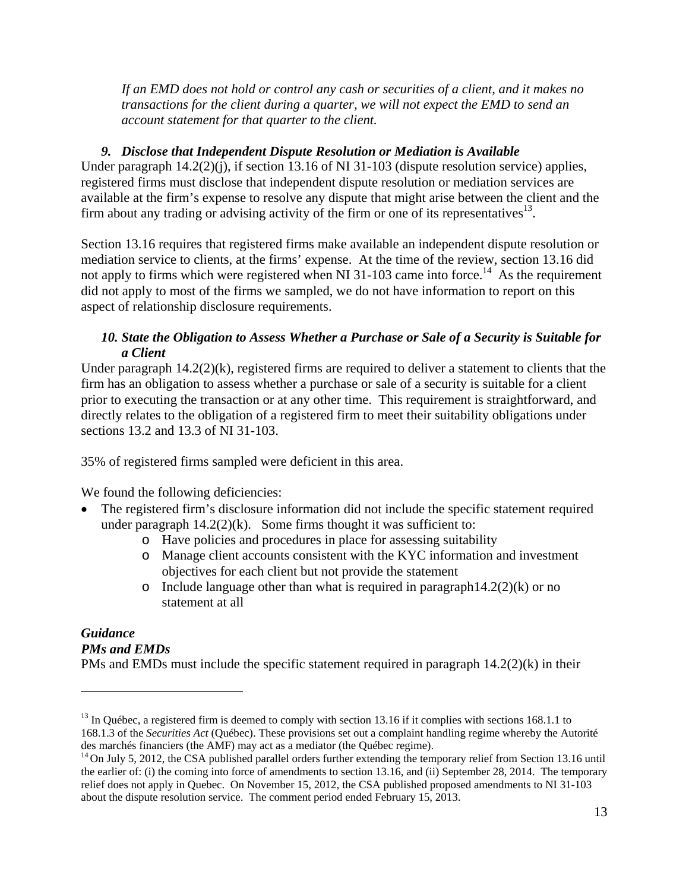*If an EMD does not hold or control any cash or securities of a client, and it makes no transactions for the client during a quarter, we will not expect the EMD to send an account statement for that quarter to the client.*

### *9. Disclose that Independent Dispute Resolution or Mediation is Available*

Under paragraph 14.2(2)(j), if section 13.16 of NI 31-103 (dispute resolution service) applies, registered firms must disclose that independent dispute resolution or mediation services are available at the firm's expense to resolve any dispute that might arise between the client and the firm about any trading or advising activity of the firm or one of its representatives[13].

Section 13.16 requires that registered firms make available an independent dispute resolution or mediation service to clients, at the firms' expense. At the time of the review, section 13.16 did not apply to firms which were registered when NI 31-103 came into force.[14] As the requirement did not apply to most of the firms we sampled, we do not have information to report on this aspect of relationship disclosure requirements.

### *10. State the Obligation to Assess Whether a Purchase or Sale of a Security is Suitable for a Client*

Under paragraph 14.2(2)(k), registered firms are required to deliver a statement to clients that the firm has an obligation to assess whether a purchase or sale of a security is suitable for a client prior to executing the transaction or at any other time. This requirement is straightforward, and directly relates to the obligation of a registered firm to meet their suitability obligations under sections 13.2 and 13.3 of NI 31-103.

35% of registered firms sampled were deficient in this area.

We found the following deficiencies:

- The registered firm's disclosure information did not include the specific statement required under paragraph 14.2(2)(k). Some firms thought it was sufficient to:
    - Have policies and procedures in place for assessing suitability
    - Manage client accounts consistent with the KYC information and investment objectives for each client but not provide the statement
    - Include language other than what is required in paragraph14.2(2)(k) or no statement at all

### *Guidance*

#### *PMs and EMDs*

PMs and EMDs must include the specific statement required in paragraph 14.2(2)(k) in their

---

[13] In Québec, a registered firm is deemed to comply with section 13.16 if it complies with sections 168.1.1 to 168.1.3 of the *Securities Act* (Québec). These provisions set out a complaint handling regime whereby the Autorité des marchés financiers (the AMF) may act as a mediator (the Québec regime).

[14] On July 5, 2012, the CSA published parallel orders further extending the temporary relief from Section 13.16 until the earlier of: (i) the coming into force of amendments to section 13.16, and (ii) September 28, 2014. The temporary relief does not apply in Quebec. On November 15, 2012, the CSA published proposed amendments to NI 31-103 about the dispute resolution service. The comment period ended February 15, 2013.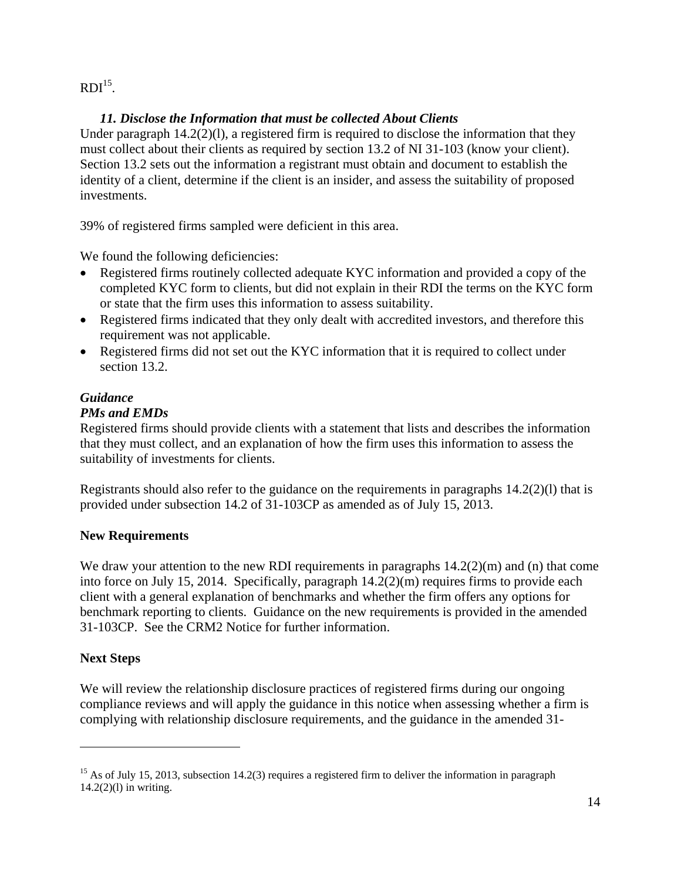RDI[15].

### *11. Disclose the Information that must be collected About Clients*

Under paragraph 14.2(2)(l), a registered firm is required to disclose the information that they must collect about their clients as required by section 13.2 of NI 31-103 (know your client). Section 13.2 sets out the information a registrant must obtain and document to establish the identity of a client, determine if the client is an insider, and assess the suitability of proposed investments.

39% of registered firms sampled were deficient in this area.

We found the following deficiencies:

- Registered firms routinely collected adequate KYC information and provided a copy of the completed KYC form to clients, but did not explain in their RDI the terms on the KYC form or state that the firm uses this information to assess suitability.
- Registered firms indicated that they only dealt with accredited investors, and therefore this requirement was not applicable.
- Registered firms did not set out the KYC information that it is required to collect under section 13.2.

***Guidance***

***PMs and EMDs***

Registered firms should provide clients with a statement that lists and describes the information that they must collect, and an explanation of how the firm uses this information to assess the suitability of investments for clients.

Registrants should also refer to the guidance on the requirements in paragraphs 14.2(2)(l) that is provided under subsection 14.2 of 31-103CP as amended as of July 15, 2013.

## New Requirements

We draw your attention to the new RDI requirements in paragraphs 14.2(2)(m) and (n) that come into force on July 15, 2014. Specifically, paragraph 14.2(2)(m) requires firms to provide each client with a general explanation of benchmarks and whether the firm offers any options for benchmark reporting to clients. Guidance on the new requirements is provided in the amended 31-103CP. See the CRM2 Notice for further information.

## Next Steps

We will review the relationship disclosure practices of registered firms during our ongoing compliance reviews and will apply the guidance in this notice when assessing whether a firm is complying with relationship disclosure requirements, and the guidance in the amended 31-

---

[15] As of July 15, 2013, subsection 14.2(3) requires a registered firm to deliver the information in paragraph 14.2(2)(l) in writing.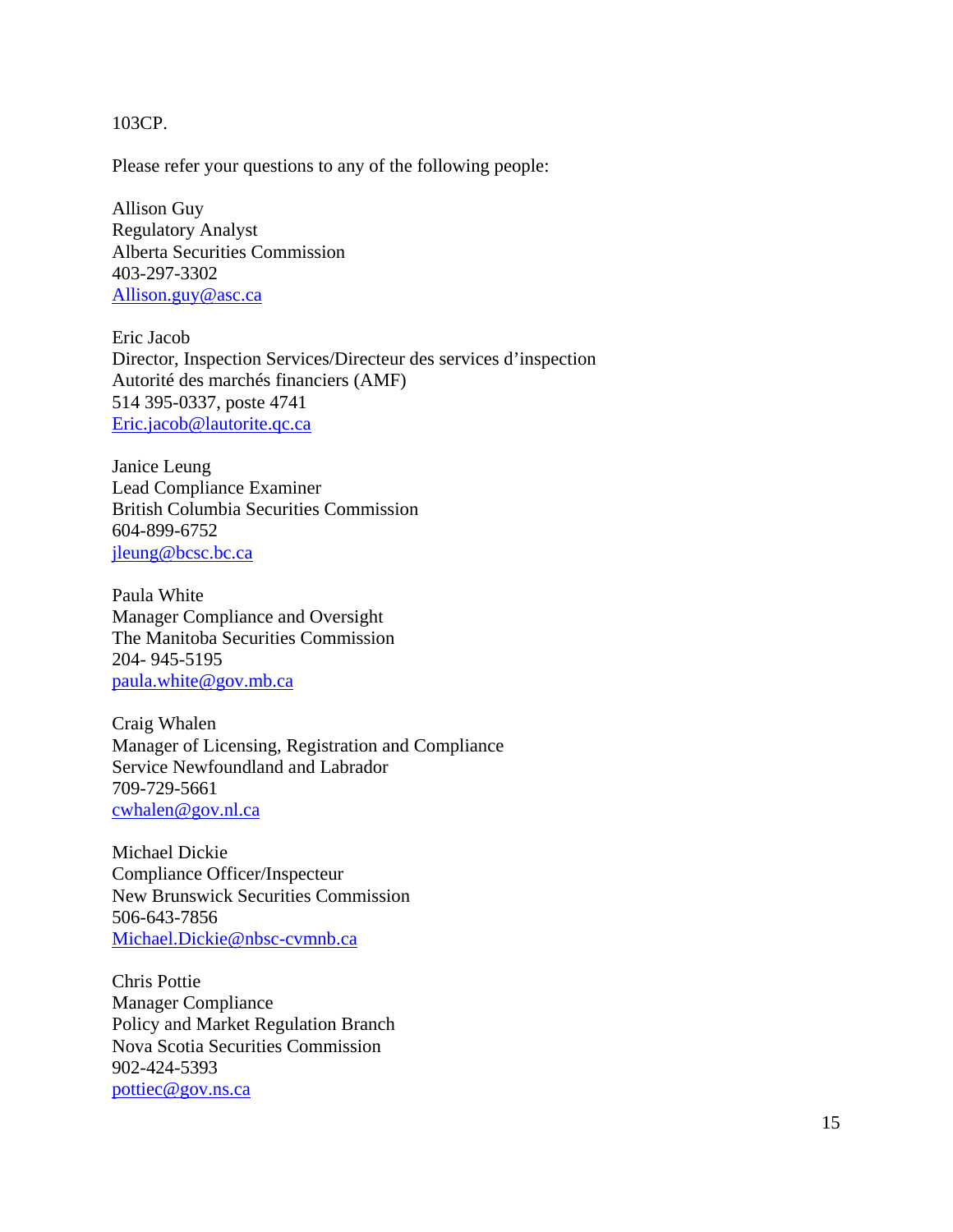103CP.

Please refer your questions to any of the following people:

Allison Guy
Regulatory Analyst
Alberta Securities Commission
403-297-3302
Allison.guy@asc.ca

Eric Jacob
Director, Inspection Services/Directeur des services d'inspection
Autorité des marchés financiers (AMF)
514 395-0337, poste 4741
Eric.jacob@lautorite.qc.ca

Janice Leung
Lead Compliance Examiner
British Columbia Securities Commission
604-899-6752
jleung@bcsc.bc.ca

Paula White
Manager Compliance and Oversight
The Manitoba Securities Commission
204- 945-5195
paula.white@gov.mb.ca

Craig Whalen
Manager of Licensing, Registration and Compliance
Service Newfoundland and Labrador
709-729-5661
cwhalen@gov.nl.ca

Michael Dickie
Compliance Officer/Inspecteur
New Brunswick Securities Commission
506-643-7856
Michael.Dickie@nbsc-cvmnb.ca

Chris Pottie
Manager Compliance
Policy and Market Regulation Branch
Nova Scotia Securities Commission
902-424-5393
pottiec@gov.ns.ca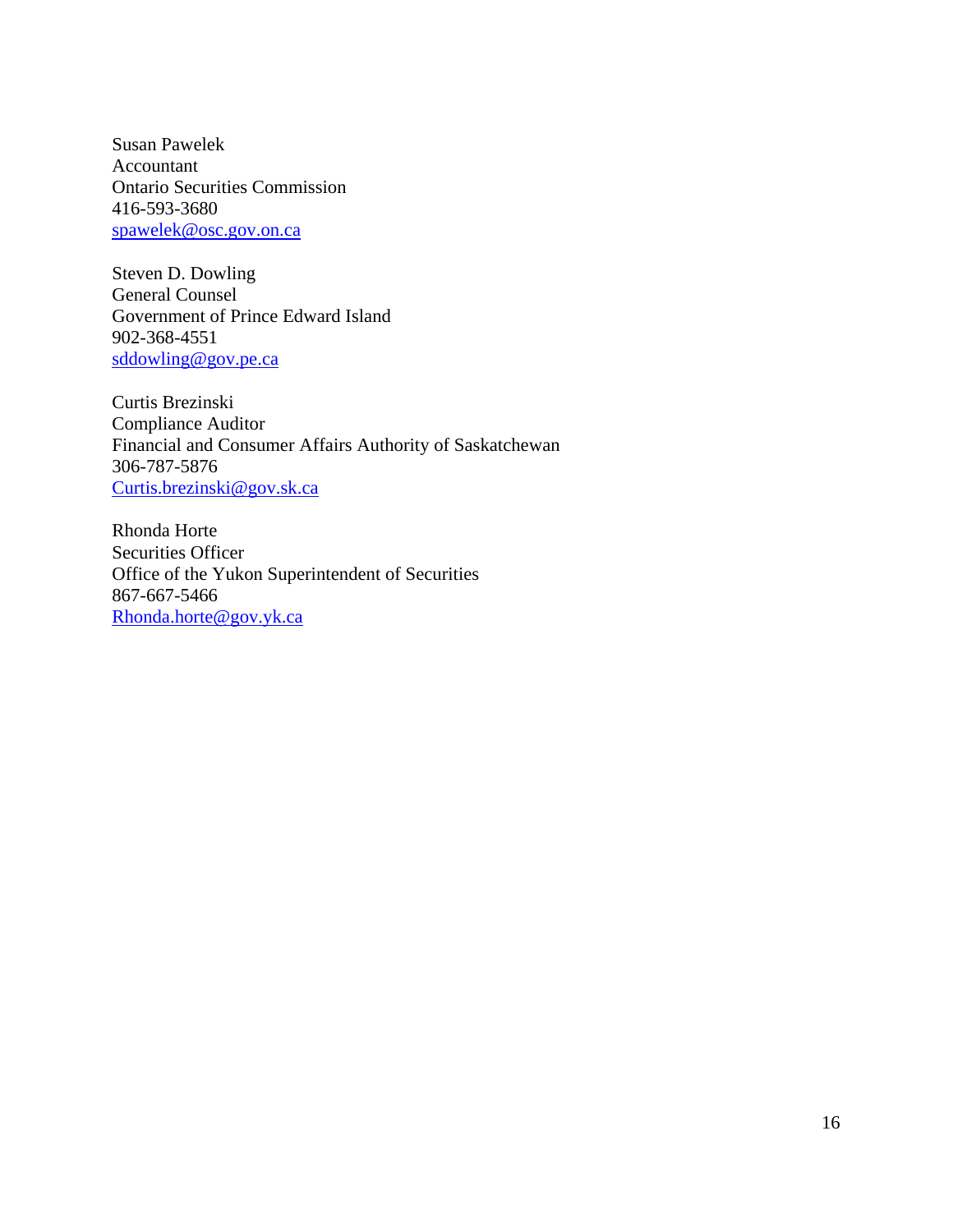Susan Pawelek
Accountant
Ontario Securities Commission
416-593-3680
spawelek@osc.gov.on.ca

Steven D. Dowling
General Counsel
Government of Prince Edward Island
902-368-4551
sddowling@gov.pe.ca

Curtis Brezinski
Compliance Auditor
Financial and Consumer Affairs Authority of Saskatchewan
306-787-5876
Curtis.brezinski@gov.sk.ca

Rhonda Horte
Securities Officer
Office of the Yukon Superintendent of Securities
867-667-5466
Rhonda.horte@gov.yk.ca